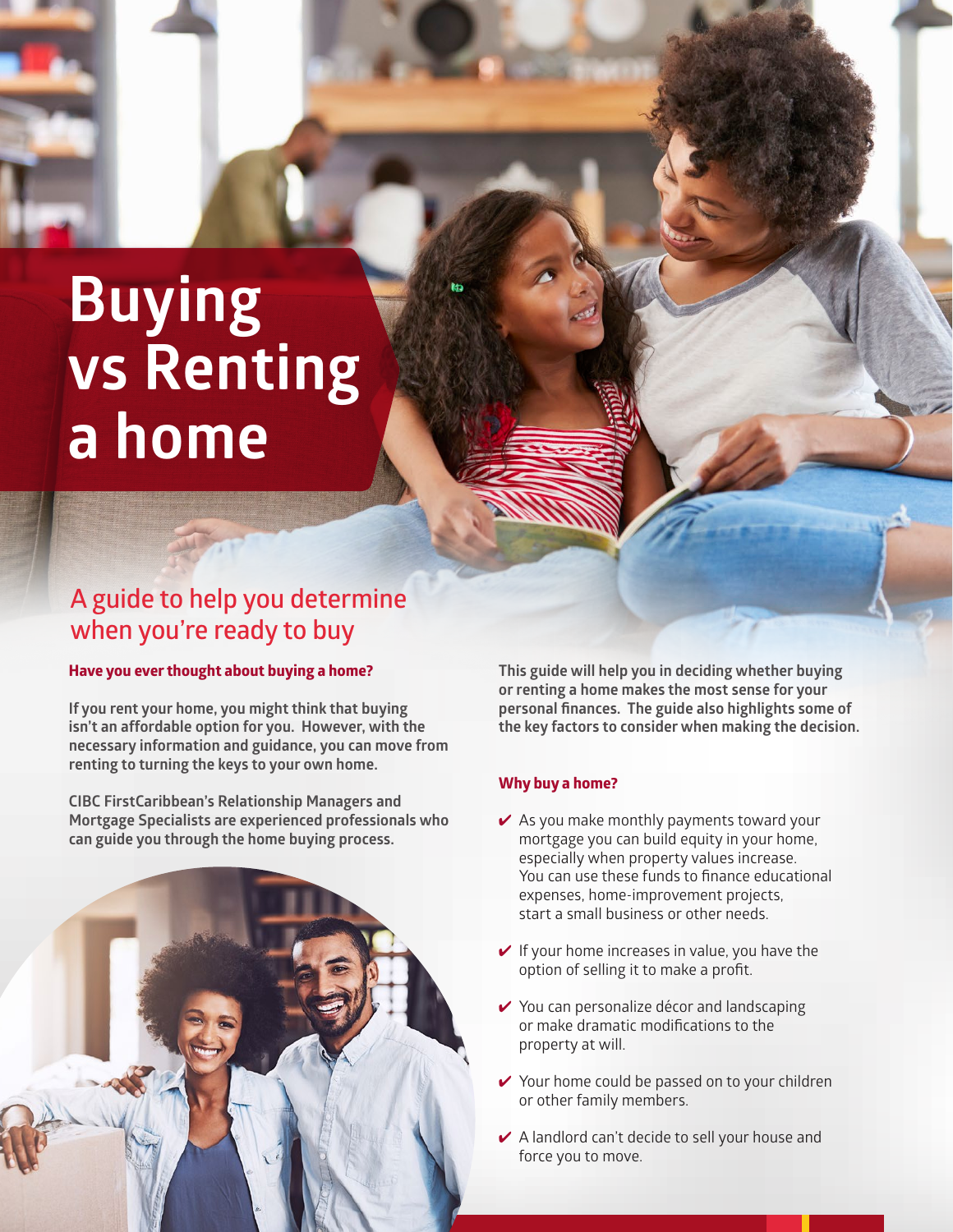# Buying vs Renting a home

## A guide to help you determine when you're ready to buy

**Have you ever thought about buying a home?**

**If you rent your home, you might think that buying isn't an affordable option for you. However, with the necessary information and guidance, you can move from renting to turning the keys to your own home.**

**CIBC FirstCaribbean's Relationship Managers and Mortgage Specialists are experienced professionals who can guide you through the home buying process.**

**This guide will help you in deciding whether buying or renting a home makes the most sense for your personal finances. The guide also highlights some of the key factors to consider when making the decision.**

**Why buy a home?**

- ✔ As you make monthly payments toward your mortgage you can build equity in your home, especially when property values increase. You can use these funds to finance educational expenses, home-improvement projects, start a small business or other needs.
- ✔ If your home increases in value, you have the option of selling it to make a profit.
- ✔ You can personalize décor and landscaping or make dramatic modifications to the property at will.
- ✔ Your home could be passed on to your children or other family members.
- ✔ A landlord can't decide to sell your house and force you to move.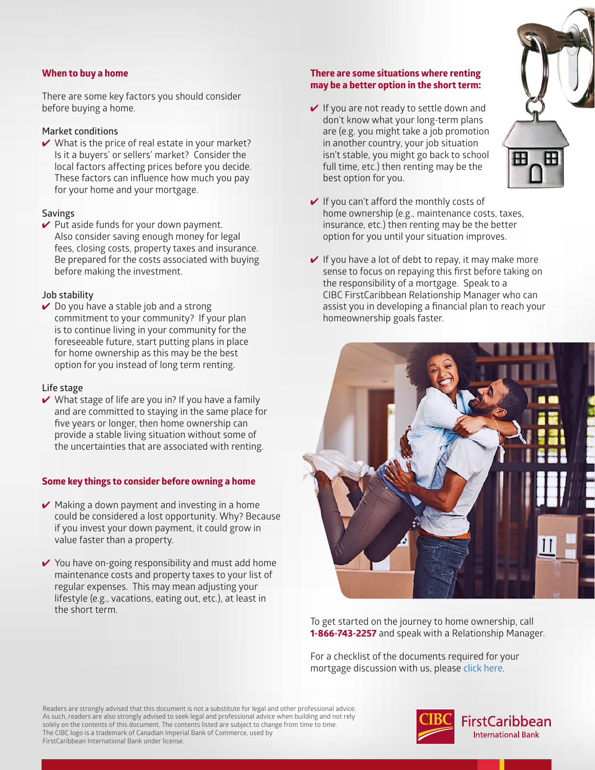## When to buy a home

There are some key factors you should consider before buying a home.

### Market conditions

- ✔ What is the price of real estate in your market? Is it a buyers' or sellers' market? Consider the local factors affecting prices before you decide. These factors can influence how much you pay for your home and your mortgage.

### Savings

- ✔ Put aside funds for your down payment. Also consider saving enough money for legal fees, closing costs, property taxes and insurance. Be prepared for the costs associated with buying before making the investment.

### Job stability

- ✔ Do you have a stable job and a strong commitment to your community? If your plan is to continue living in your community for the foreseeable future, start putting plans in place for home ownership as this may be the best option for you instead of long term renting.

### Life stage

- ✔ What stage of life are you in? If you have a family and are committed to staying in the same place for five years or longer, then home ownership can provide a stable living situation without some of the uncertainties that are associated with renting.

## Some key things to consider before owning a home

- ✔ Making a down payment and investing in a home could be considered a lost opportunity. Why? Because if you invest your down payment, it could grow in value faster than a property.
- ✔ You have on-going responsibility and must add home maintenance costs and property taxes to your list of regular expenses. This may mean adjusting your lifestyle (e.g., vacations, eating out, etc.), at least in the short term.

## There are some situations where renting may be a better option in the short term:

- ✔ If you are not ready to settle down and don't know what your long-term plans are (e.g. you might take a job promotion in another country, your job situation isn't stable, you might go back to school full time, etc.) then renting may be the best option for you.
- ✔ If you can't afford the monthly costs of home ownership (e.g., maintenance costs, taxes, insurance, etc.) then renting may be the better option for you until your situation improves.
- ✔ If you have a lot of debt to repay, it may make more sense to focus on repaying this first before taking on the responsibility of a mortgage. Speak to a CIBC FirstCaribbean Relationship Manager who can assist you in developing a financial plan to reach your homeownership goals faster.

To get started on the journey to home ownership, call **1-866-743-2257** and speak with a Relationship Manager.

For a checklist of the documents required for your mortgage discussion with us, please click here.

Readers are strongly advised that this document is not a substitute for legal and other professional advice. As such, readers are also strongly advised to seek legal and professional advice when building and not rely solely on the contents of this document. The contents listed are subject to change from time to time. The CIBC logo is a trademark of Canadian Imperial Bank of Commerce, used by FirstCaribbean International Bank under license.

CIBC FirstCaribbean International Bank